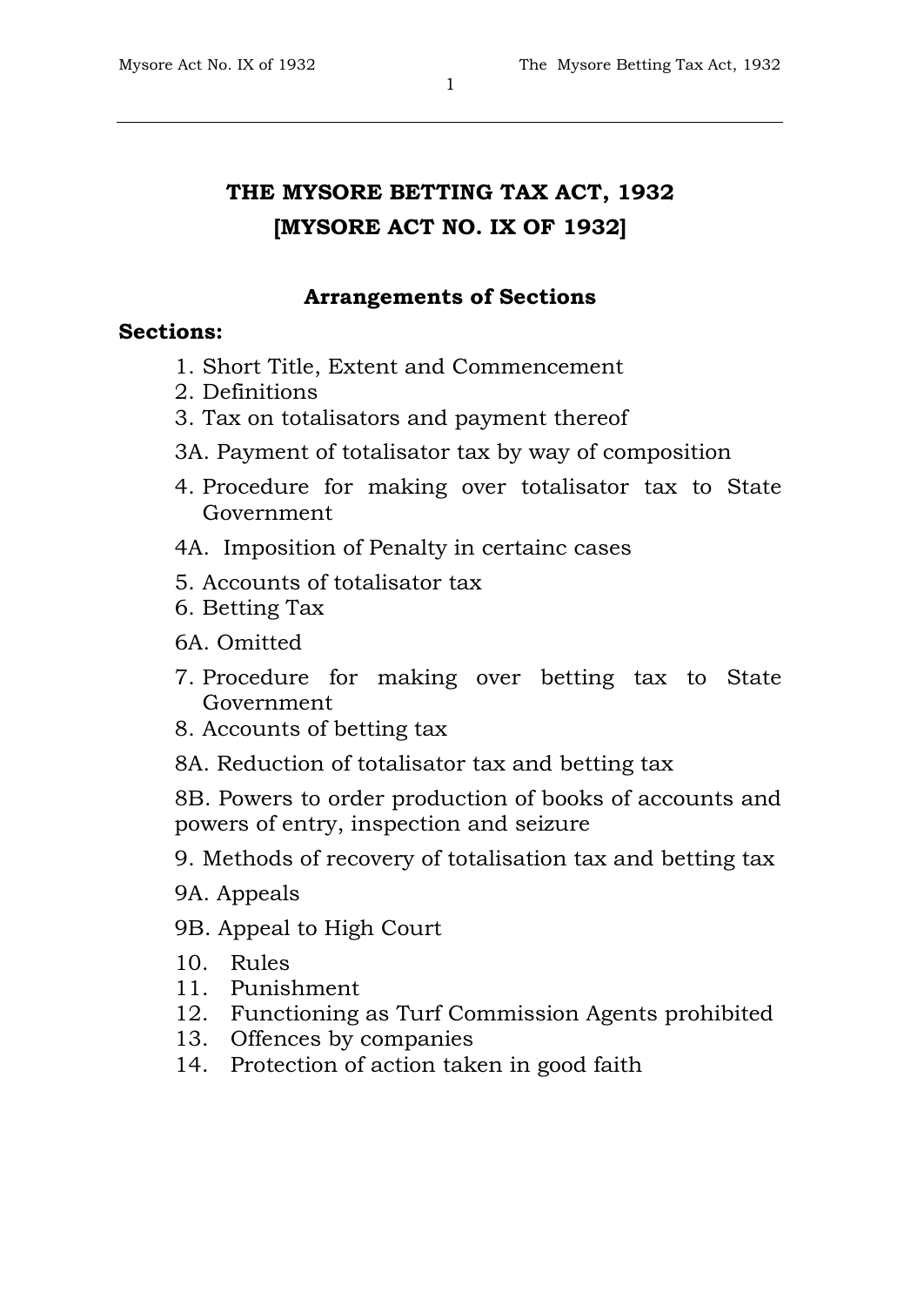# THE MYSORE BETTING TAX ACT, 1932
# [MYSORE ACT NO. IX OF 1932]

## Arrangements of Sections

**Sections:**

1. Short Title, Extent and Commencement
2. Definitions
3. Tax on totalisators and payment thereof

3A. Payment of totalisator tax by way of composition

4. Procedure for making over totalisator tax to State Government

4A. Imposition of Penalty in certainc cases

5. Accounts of totalisator tax
6. Betting Tax

6A. Omitted

7. Procedure for making over betting tax to State Government
8. Accounts of betting tax

8A. Reduction of totalisator tax and betting tax

8B. Powers to order production of books of accounts and powers of entry, inspection and seizure

9. Methods of recovery of totalisation tax and betting tax

9A. Appeals

9B. Appeal to High Court

10. Rules
11. Punishment
12. Functioning as Turf Commission Agents prohibited
13. Offences by companies
14. Protection of action taken in good faith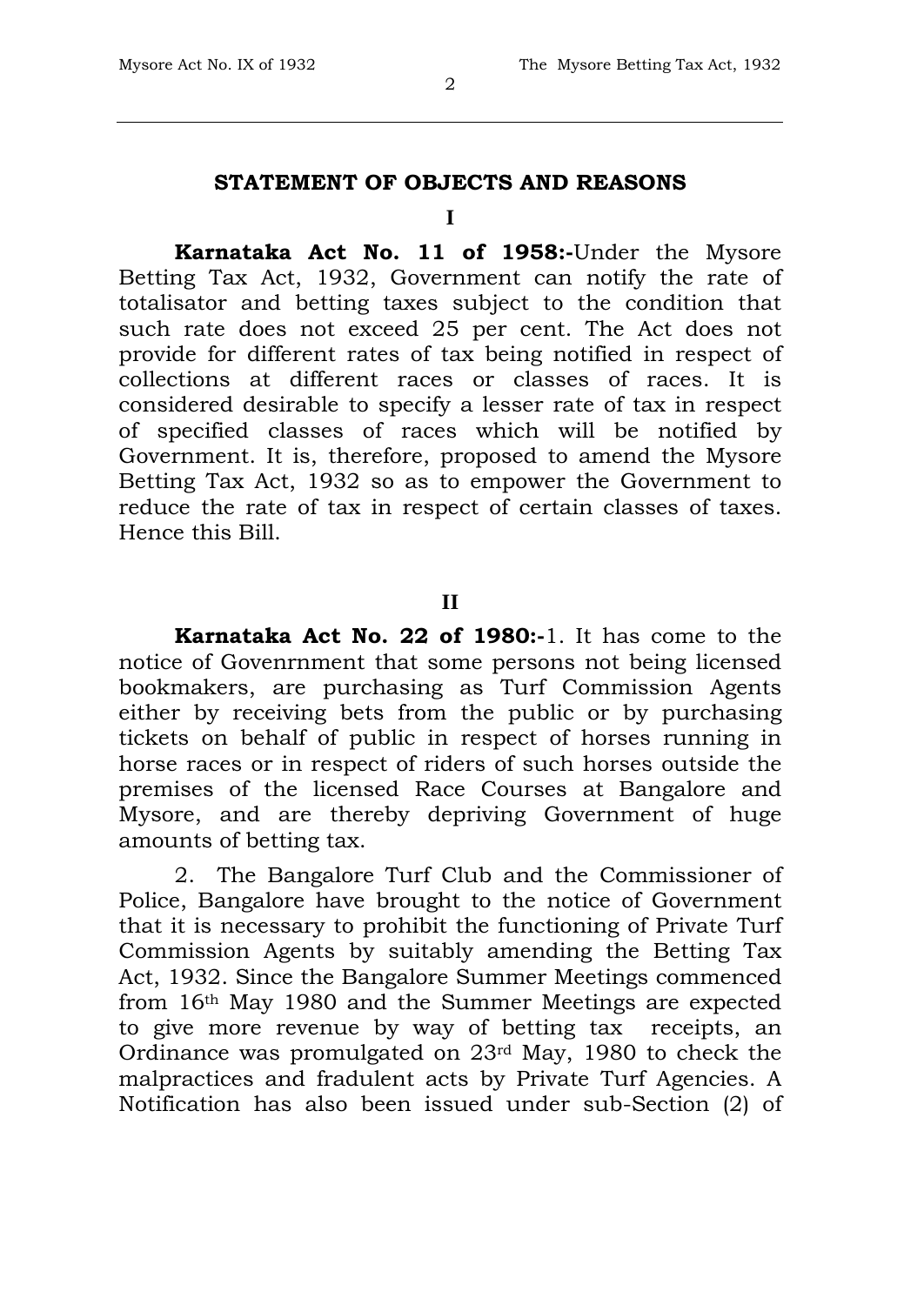## STATEMENT OF OBJECTS AND REASONS

### I

**Karnataka Act No. 11 of 1958:-**Under the Mysore Betting Tax Act, 1932, Government can notify the rate of totalisator and betting taxes subject to the condition that such rate does not exceed 25 per cent. The Act does not provide for different rates of tax being notified in respect of collections at different races or classes of races. It is considered desirable to specify a lesser rate of tax in respect of specified classes of races which will be notified by Government. It is, therefore, proposed to amend the Mysore Betting Tax Act, 1932 so as to empower the Government to reduce the rate of tax in respect of certain classes of taxes. Hence this Bill.

### II

**Karnataka Act No. 22 of 1980:-**1. It has come to the notice of Govenrnment that some persons not being licensed bookmakers, are purchasing as Turf Commission Agents either by receiving bets from the public or by purchasing tickets on behalf of public in respect of horses running in horse races or in respect of riders of such horses outside the premises of the licensed Race Courses at Bangalore and Mysore, and are thereby depriving Government of huge amounts of betting tax.

2. The Bangalore Turf Club and the Commissioner of Police, Bangalore have brought to the notice of Government that it is necessary to prohibit the functioning of Private Turf Commission Agents by suitably amending the Betting Tax Act, 1932. Since the Bangalore Summer Meetings commenced from 16th May 1980 and the Summer Meetings are expected to give more revenue by way of betting tax receipts, an Ordinance was promulgated on 23rd May, 1980 to check the malpractices and fradulent acts by Private Turf Agencies. A Notification has also been issued under sub-Section (2) of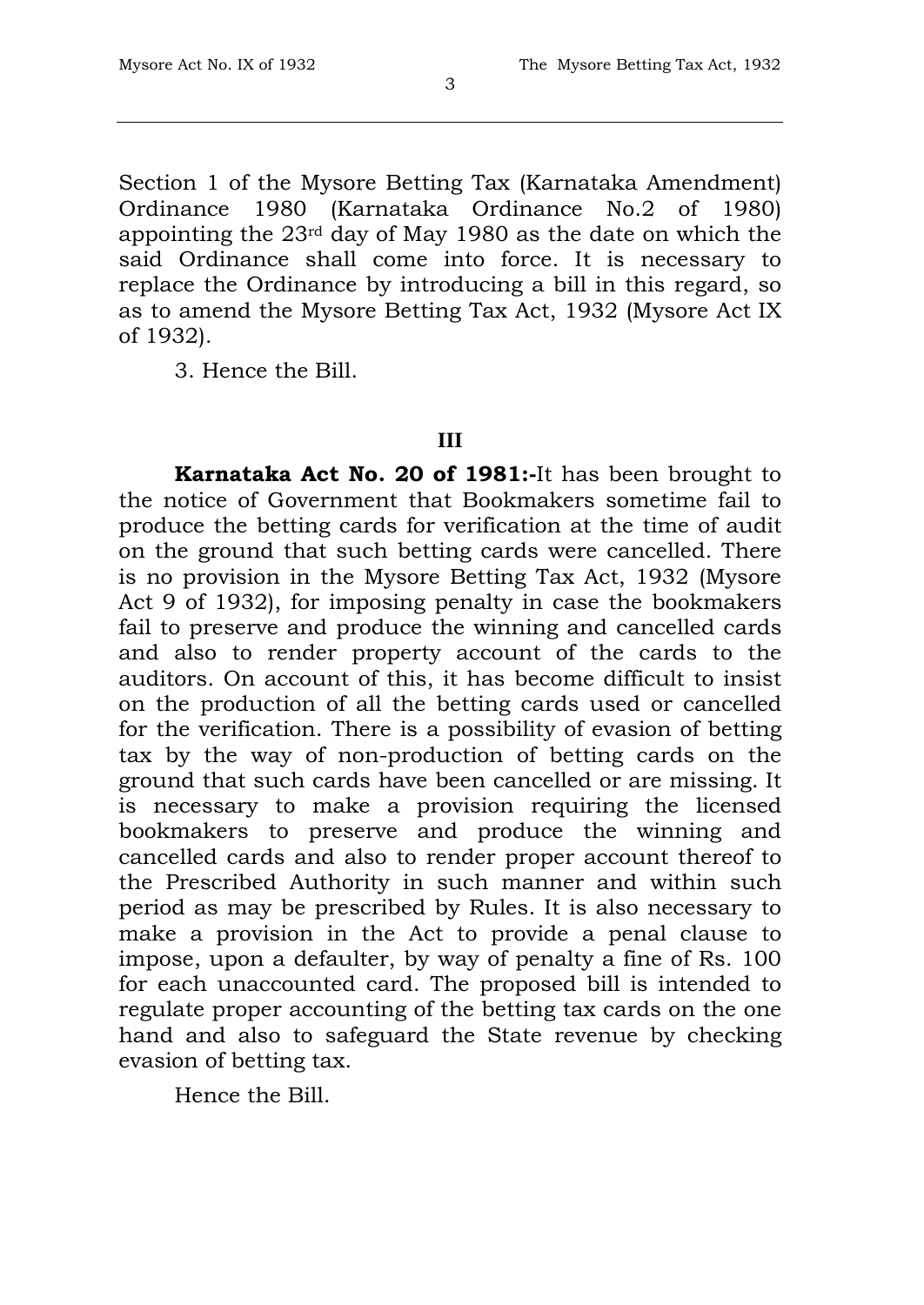Section 1 of the Mysore Betting Tax (Karnataka Amendment) Ordinance 1980 (Karnataka Ordinance No.2 of 1980) appointing the 23rd day of May 1980 as the date on which the said Ordinance shall come into force. It is necessary to replace the Ordinance by introducing a bill in this regard, so as to amend the Mysore Betting Tax Act, 1932 (Mysore Act IX of 1932).

3. Hence the Bill.

**III**

**Karnataka Act No. 20 of 1981:-**It has been brought to the notice of Government that Bookmakers sometime fail to produce the betting cards for verification at the time of audit on the ground that such betting cards were cancelled. There is no provision in the Mysore Betting Tax Act, 1932 (Mysore Act 9 of 1932), for imposing penalty in case the bookmakers fail to preserve and produce the winning and cancelled cards and also to render property account of the cards to the auditors. On account of this, it has become difficult to insist on the production of all the betting cards used or cancelled for the verification. There is a possibility of evasion of betting tax by the way of non-production of betting cards on the ground that such cards have been cancelled or are missing. It is necessary to make a provision requiring the licensed bookmakers to preserve and produce the winning and cancelled cards and also to render proper account thereof to the Prescribed Authority in such manner and within such period as may be prescribed by Rules. It is also necessary to make a provision in the Act to provide a penal clause to impose, upon a defaulter, by way of penalty a fine of Rs. 100 for each unaccounted card. The proposed bill is intended to regulate proper accounting of the betting tax cards on the one hand and also to safeguard the State revenue by checking evasion of betting tax.

Hence the Bill.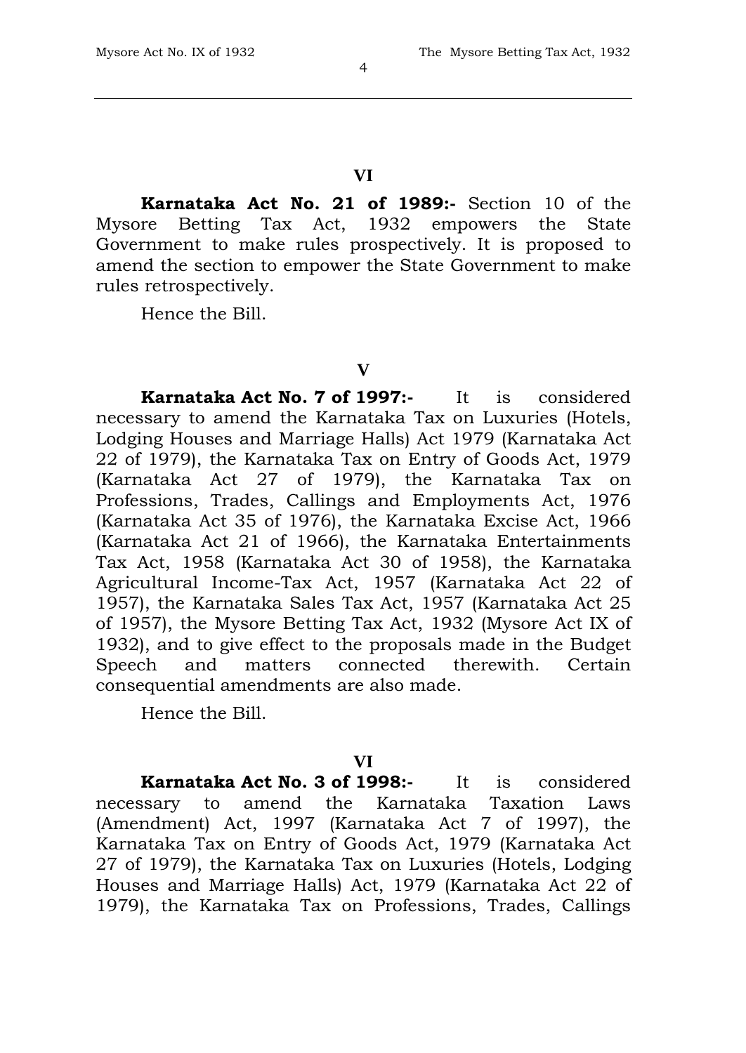**VI**

**Karnataka Act No. 21 of 1989:-** Section 10 of the Mysore Betting Tax Act, 1932 empowers the State Government to make rules prospectively. It is proposed to amend the section to empower the State Government to make rules retrospectively.

Hence the Bill.

**V**

**Karnataka Act No. 7 of 1997:-** It is considered necessary to amend the Karnataka Tax on Luxuries (Hotels, Lodging Houses and Marriage Halls) Act 1979 (Karnataka Act 22 of 1979), the Karnataka Tax on Entry of Goods Act, 1979 (Karnataka Act 27 of 1979), the Karnataka Tax on Professions, Trades, Callings and Employments Act, 1976 (Karnataka Act 35 of 1976), the Karnataka Excise Act, 1966 (Karnataka Act 21 of 1966), the Karnataka Entertainments Tax Act, 1958 (Karnataka Act 30 of 1958), the Karnataka Agricultural Income-Tax Act, 1957 (Karnataka Act 22 of 1957), the Karnataka Sales Tax Act, 1957 (Karnataka Act 25 of 1957), the Mysore Betting Tax Act, 1932 (Mysore Act IX of 1932), and to give effect to the proposals made in the Budget Speech and matters connected therewith. Certain consequential amendments are also made.

Hence the Bill.

**VI**

**Karnataka Act No. 3 of 1998:-** It is considered necessary to amend the Karnataka Taxation Laws (Amendment) Act, 1997 (Karnataka Act 7 of 1997), the Karnataka Tax on Entry of Goods Act, 1979 (Karnataka Act 27 of 1979), the Karnataka Tax on Luxuries (Hotels, Lodging Houses and Marriage Halls) Act, 1979 (Karnataka Act 22 of 1979), the Karnataka Tax on Professions, Trades, Callings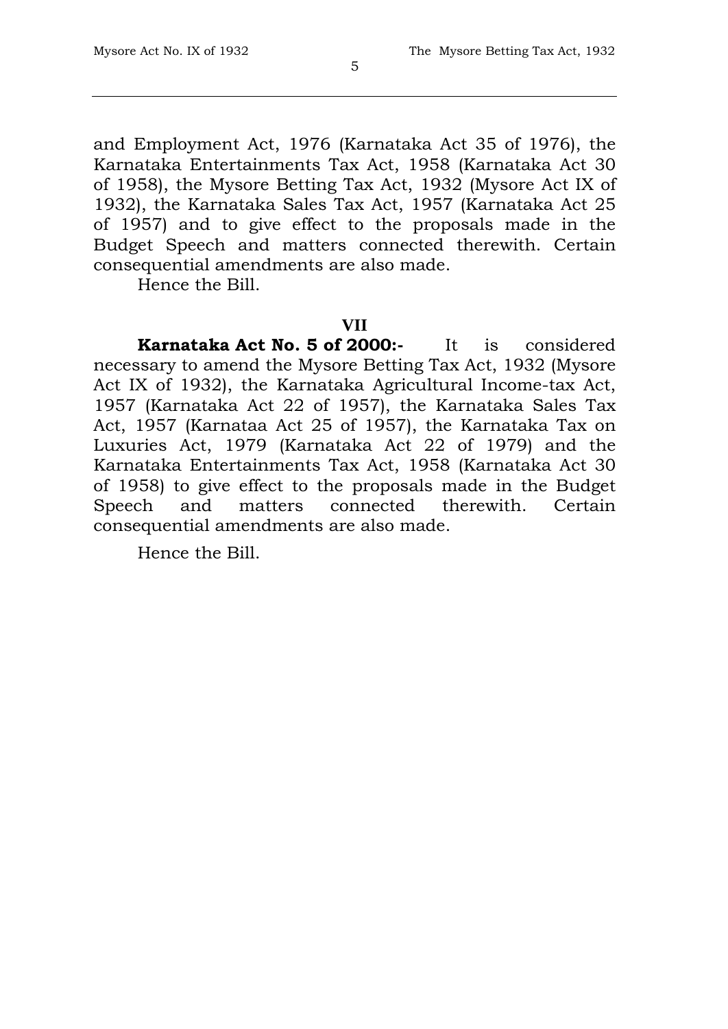and Employment Act, 1976 (Karnataka Act 35 of 1976), the Karnataka Entertainments Tax Act, 1958 (Karnataka Act 30 of 1958), the Mysore Betting Tax Act, 1932 (Mysore Act IX of 1932), the Karnataka Sales Tax Act, 1957 (Karnataka Act 25 of 1957) and to give effect to the proposals made in the Budget Speech and matters connected therewith. Certain consequential amendments are also made.

Hence the Bill.

**VII**

**Karnataka Act No. 5 of 2000:-** It is considered necessary to amend the Mysore Betting Tax Act, 1932 (Mysore Act IX of 1932), the Karnataka Agricultural Income-tax Act, 1957 (Karnataka Act 22 of 1957), the Karnataka Sales Tax Act, 1957 (Karnataa Act 25 of 1957), the Karnataka Tax on Luxuries Act, 1979 (Karnataka Act 22 of 1979) and the Karnataka Entertainments Tax Act, 1958 (Karnataka Act 30 of 1958) to give effect to the proposals made in the Budget Speech and matters connected therewith. Certain consequential amendments are also made.

Hence the Bill.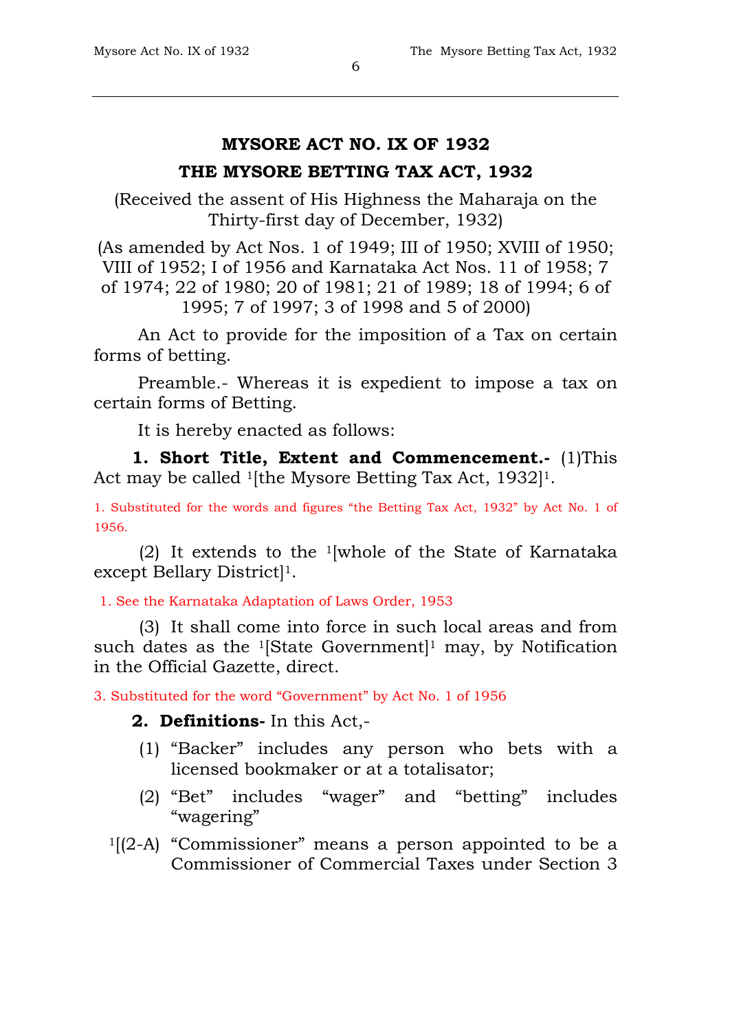# MYSORE ACT NO. IX OF 1932

## THE MYSORE BETTING TAX ACT, 1932

(Received the assent of His Highness the Maharaja on the Thirty-first day of December, 1932)

(As amended by Act Nos. 1 of 1949; III of 1950; XVIII of 1950; VIII of 1952; I of 1956 and Karnataka Act Nos. 11 of 1958; 7 of 1974; 22 of 1980; 20 of 1981; 21 of 1989; 18 of 1994; 6 of 1995; 7 of 1997; 3 of 1998 and 5 of 2000)

An Act to provide for the imposition of a Tax on certain forms of betting.

Preamble.- Whereas it is expedient to impose a tax on certain forms of Betting.

It is hereby enacted as follows:

**1. Short Title, Extent and Commencement.-** (1)This Act may be called [1][the Mysore Betting Tax Act, 1932][1].

1. Substituted for the words and figures "the Betting Tax Act, 1932" by Act No. 1 of 1956.

(2) It extends to the [1][whole of the State of Karnataka except Bellary District][1].

1. See the Karnataka Adaptation of Laws Order, 1953

(3) It shall come into force in such local areas and from such dates as the [1][State Government][1] may, by Notification in the Official Gazette, direct.

3. Substituted for the word "Government" by Act No. 1 of 1956

**2. Definitions-** In this Act,-

(1) "Backer" includes any person who bets with a licensed bookmaker or at a totalisator;

(2) "Bet" includes "wager" and "betting" includes "wagering"

[1][(2-A) "Commissioner" means a person appointed to be a Commissioner of Commercial Taxes under Section 3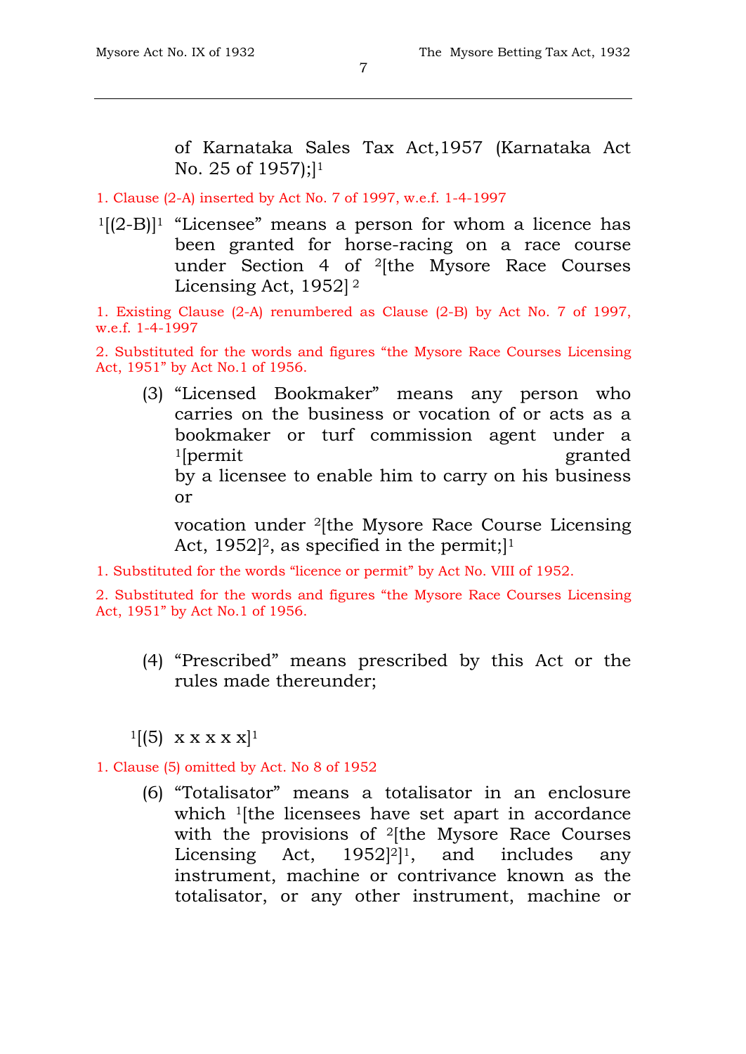of Karnataka Sales Tax Act,1957 (Karnataka Act No. 25 of 1957);][1]

1. Clause (2-A) inserted by Act No. 7 of 1997, w.e.f. 1-4-1997

[1][(2-B)][1] "Licensee" means a person for whom a licence has been granted for horse-racing on a race course under Section 4 of [2][the Mysore Race Courses Licensing Act, 1952] [2]

1. Existing Clause (2-A) renumbered as Clause (2-B) by Act No. 7 of 1997, w.e.f. 1-4-1997

2. Substituted for the words and figures "the Mysore Race Courses Licensing Act, 1951" by Act No.1 of 1956.

(3) "Licensed Bookmaker" means any person who carries on the business or vocation of or acts as a bookmaker or turf commission agent under a [1][permit granted by a licensee to enable him to carry on his business or

vocation under [2][the Mysore Race Course Licensing Act, 1952][2], as specified in the permit;][1]

1. Substituted for the words "licence or permit" by Act No. VIII of 1952.

2. Substituted for the words and figures "the Mysore Race Courses Licensing Act, 1951" by Act No.1 of 1956.

(4) "Prescribed" means prescribed by this Act or the rules made thereunder;

[1][(5) x x x x x][1]

1. Clause (5) omitted by Act. No 8 of 1952

(6) "Totalisator" means a totalisator in an enclosure which [1][the licensees have set apart in accordance with the provisions of [2][the Mysore Race Courses Licensing Act, 1952][2]][1], and includes any instrument, machine or contrivance known as the totalisator, or any other instrument, machine or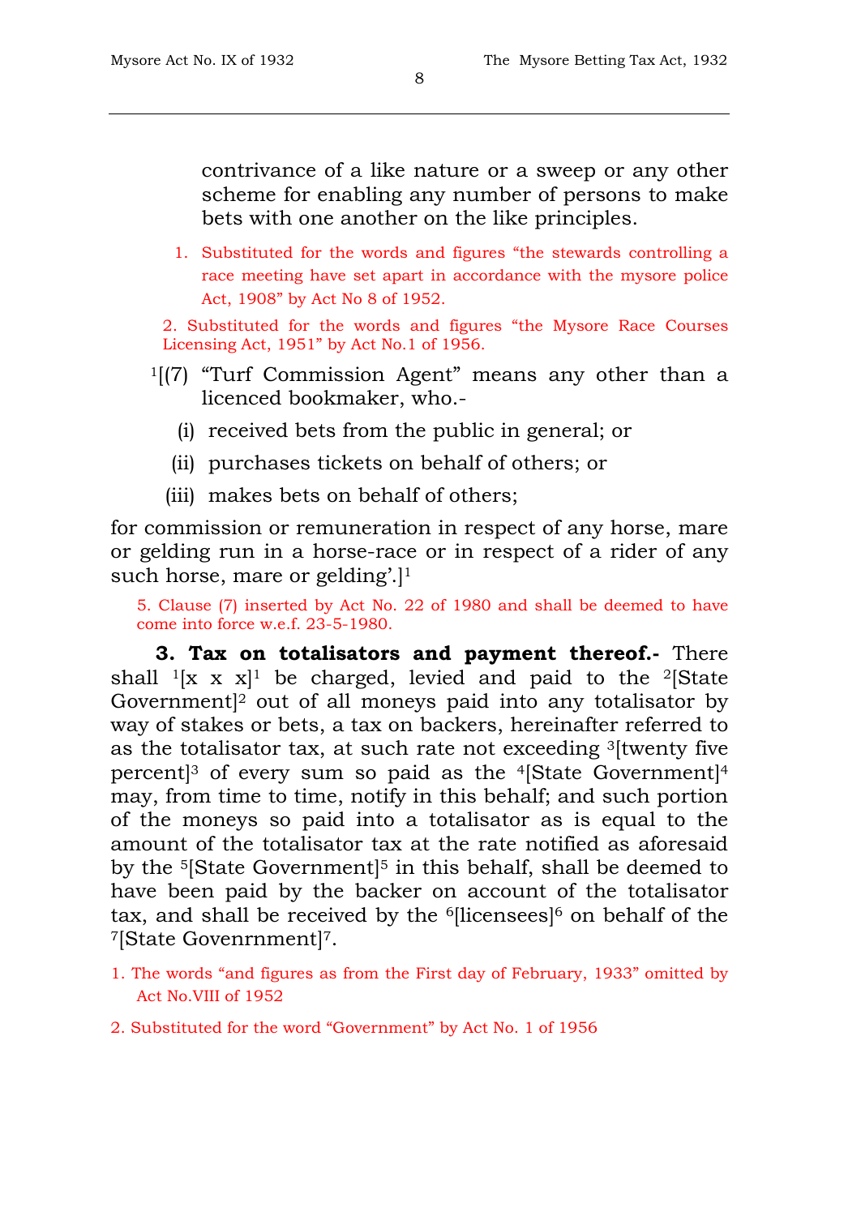contrivance of a like nature or a sweep or any other scheme for enabling any number of persons to make bets with one another on the like principles.

1. Substituted for the words and figures "the stewards controlling a race meeting have set apart in accordance with the mysore police Act, 1908" by Act No 8 of 1952.

2. Substituted for the words and figures "the Mysore Race Courses Licensing Act, 1951" by Act No.1 of 1956.

[1][(7) "Turf Commission Agent" means any other than a licenced bookmaker, who.-

(i) received bets from the public in general; or

(ii) purchases tickets on behalf of others; or

(iii) makes bets on behalf of others;

for commission or remuneration in respect of any horse, mare or gelding run in a horse-race or in respect of a rider of any such horse, mare or gelding'.][1]

5. Clause (7) inserted by Act No. 22 of 1980 and shall be deemed to have come into force w.e.f. 23-5-1980.

**3. Tax on totalisators and payment thereof.-** There shall [1][x x x][1] be charged, levied and paid to the [2][State Government][2] out of all moneys paid into any totalisator by way of stakes or bets, a tax on backers, hereinafter referred to as the totalisator tax, at such rate not exceeding [3][twenty five percent][3] of every sum so paid as the [4][State Government][4] may, from time to time, notify in this behalf; and such portion of the moneys so paid into a totalisator as is equal to the amount of the totalisator tax at the rate notified as aforesaid by the [5][State Government][5] in this behalf, shall be deemed to have been paid by the backer on account of the totalisator tax, and shall be received by the [6][licensees][6] on behalf of the [7][State Govenrnment][7].

1. The words "and figures as from the First day of February, 1933" omitted by Act No.VIII of 1952

2. Substituted for the word "Government" by Act No. 1 of 1956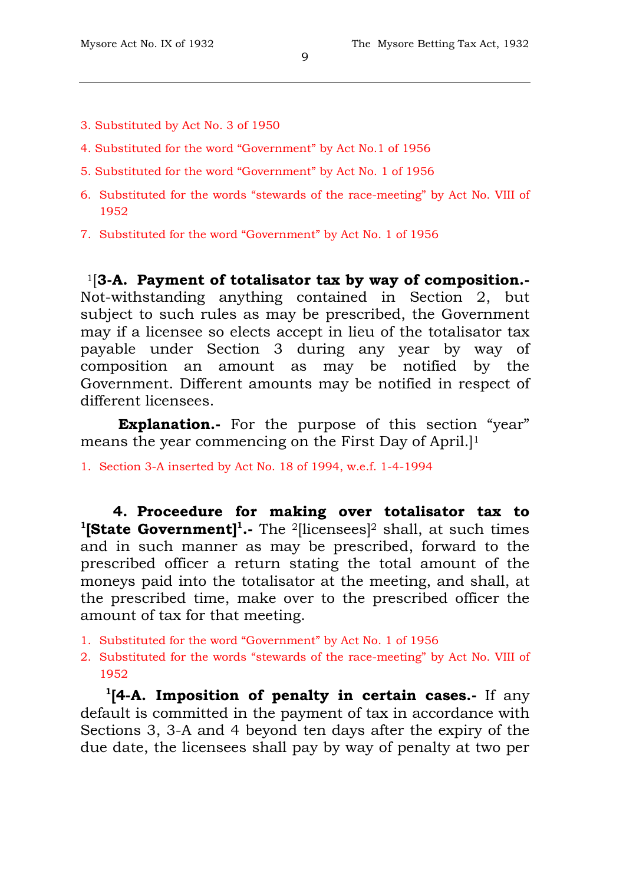3. Substituted by Act No. 3 of 1950

4. Substituted for the word "Government" by Act No.1 of 1956

5. Substituted for the word "Government" by Act No. 1 of 1956

6. Substituted for the words "stewards of the race-meeting" by Act No. VIII of 1952

7. Substituted for the word "Government" by Act No. 1 of 1956

[1][**3-A. Payment of totalisator tax by way of composition.-** Not-withstanding anything contained in Section 2, but subject to such rules as may be prescribed, the Government may if a licensee so elects accept in lieu of the totalisator tax payable under Section 3 during any year by way of composition an amount as may be notified by the Government. Different amounts may be notified in respect of different licensees.

**Explanation.-** For the purpose of this section "year" means the year commencing on the First Day of April.][1]

1. Section 3-A inserted by Act No. 18 of 1994, w.e.f. 1-4-1994

**4. Proceedure for making over totalisator tax to [1][State Government][1].-** The [2][licensees][2] shall, at such times and in such manner as may be prescribed, forward to the prescribed officer a return stating the total amount of the moneys paid into the totalisator at the meeting, and shall, at the prescribed time, make over to the prescribed officer the amount of tax for that meeting.

1. Substituted for the word "Government" by Act No. 1 of 1956
2. Substituted for the words "stewards of the race-meeting" by Act No. VIII of 1952

[1][**4-A. Imposition of penalty in certain cases.-** If any default is committed in the payment of tax in accordance with Sections 3, 3-A and 4 beyond ten days after the expiry of the due date, the licensees shall pay by way of penalty at two per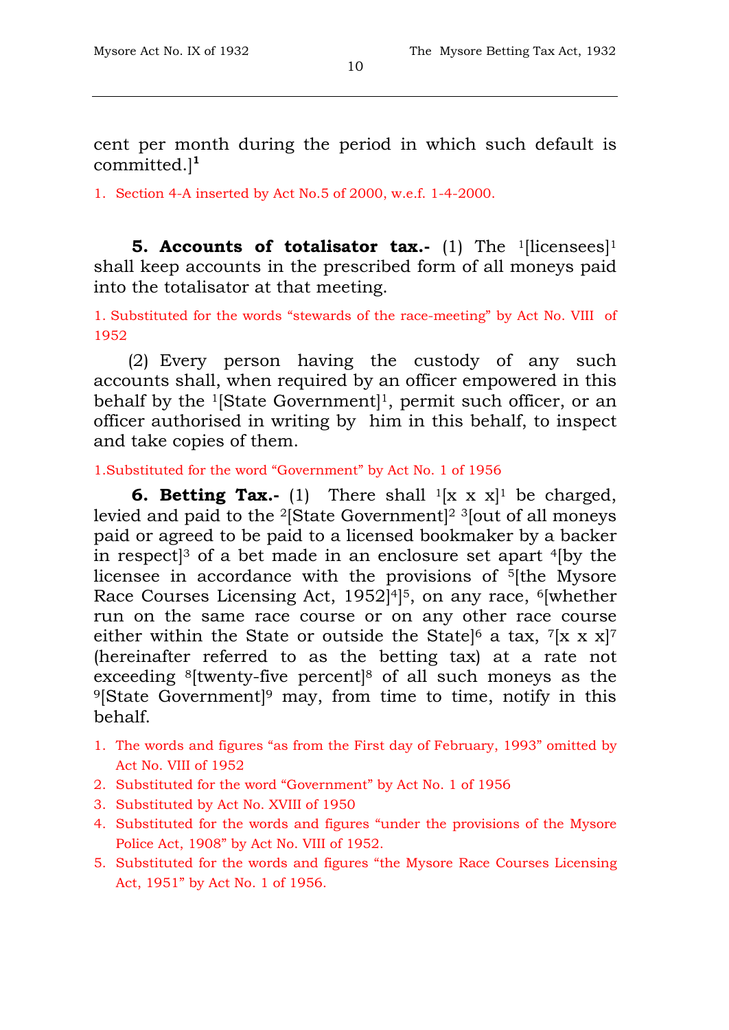cent per month during the period in which such default is committed.][1]

1. Section 4-A inserted by Act No.5 of 2000, w.e.f. 1-4-2000.

**5. Accounts of totalisator tax.-** (1) The [1][licensees][1] shall keep accounts in the prescribed form of all moneys paid into the totalisator at that meeting.

1. Substituted for the words "stewards of the race-meeting" by Act No. VIII of 1952

(2) Every person having the custody of any such accounts shall, when required by an officer empowered in this behalf by the [1][State Government][1], permit such officer, or an officer authorised in writing by him in this behalf, to inspect and take copies of them.

1.Substituted for the word "Government" by Act No. 1 of 1956

**6. Betting Tax.-** (1) There shall [1][x x x][1] be charged, levied and paid to the [2][State Government][2] [3][out of all moneys paid or agreed to be paid to a licensed bookmaker by a backer in respect][3] of a bet made in an enclosure set apart [4][by the licensee in accordance with the provisions of [5][the Mysore Race Courses Licensing Act, 1952][4]][5], on any race, [6][whether run on the same race course or on any other race course either within the State or outside the State][6] a tax, [7][x x x][7] (hereinafter referred to as the betting tax) at a rate not exceeding [8][twenty-five percent][8] of all such moneys as the [9][State Government][9] may, from time to time, notify in this behalf.

1. The words and figures "as from the First day of February, 1993" omitted by Act No. VIII of 1952
2. Substituted for the word "Government" by Act No. 1 of 1956
3. Substituted by Act No. XVIII of 1950
4. Substituted for the words and figures "under the provisions of the Mysore Police Act, 1908" by Act No. VIII of 1952.
5. Substituted for the words and figures "the Mysore Race Courses Licensing Act, 1951" by Act No. 1 of 1956.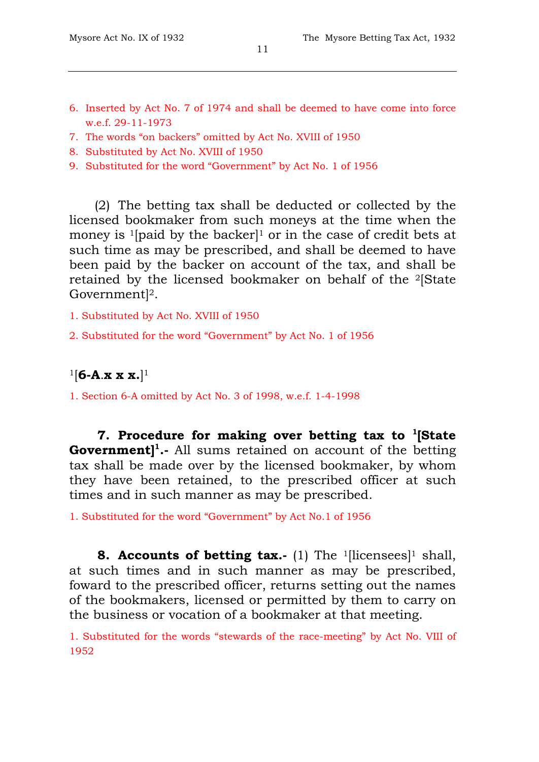6. Inserted by Act No. 7 of 1974 and shall be deemed to have come into force w.e.f. 29-11-1973
7. The words "on backers" omitted by Act No. XVIII of 1950
8. Substituted by Act No. XVIII of 1950
9. Substituted for the word "Government" by Act No. 1 of 1956

(2) The betting tax shall be deducted or collected by the licensed bookmaker from such moneys at the time when the money is [1][paid by the backer][1] or in the case of credit bets at such time as may be prescribed, and shall be deemed to have been paid by the backer on account of the tax, and shall be retained by the licensed bookmaker on behalf of the [2][State Government][2].

1. Substituted by Act No. XVIII of 1950

2. Substituted for the word "Government" by Act No. 1 of 1956

[1][**6-A.x x x.**][1]

1. Section 6-A omitted by Act No. 3 of 1998, w.e.f. 1-4-1998

**7. Procedure for making over betting tax to [1][State Government][1].-** All sums retained on account of the betting tax shall be made over by the licensed bookmaker, by whom they have been retained, to the prescribed officer at such times and in such manner as may be prescribed.

1. Substituted for the word "Government" by Act No.1 of 1956

**8. Accounts of betting tax.-** (1) The [1][licensees][1] shall, at such times and in such manner as may be prescribed, foward to the prescribed officer, returns setting out the names of the bookmakers, licensed or permitted by them to carry on the business or vocation of a bookmaker at that meeting.

1. Substituted for the words "stewards of the race-meeting" by Act No. VIII of 1952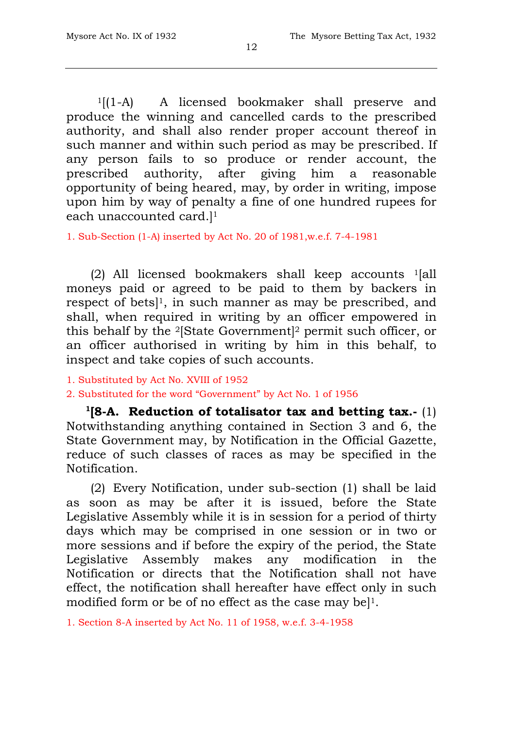[1][(1-A) A licensed bookmaker shall preserve and produce the winning and cancelled cards to the prescribed authority, and shall also render proper account thereof in such manner and within such period as may be prescribed. If any person fails to so produce or render account, the prescribed authority, after giving him a reasonable opportunity of being heared, may, by order in writing, impose upon him by way of penalty a fine of one hundred rupees for each unaccounted card.][1]

1. Sub-Section (1-A) inserted by Act No. 20 of 1981,w.e.f. 7-4-1981

(2) All licensed bookmakers shall keep accounts [1][all moneys paid or agreed to be paid to them by backers in respect of bets][1], in such manner as may be prescribed, and shall, when required in writing by an officer empowered in this behalf by the [2][State Government][2] permit such officer, or an officer authorised in writing by him in this behalf, to inspect and take copies of such accounts.

1. Substituted by Act No. XVIII of 1952
2. Substituted for the word "Government" by Act No. 1 of 1956

**[1][8-A. Reduction of totalisator tax and betting tax.-** (1) Notwithstanding anything contained in Section 3 and 6, the State Government may, by Notification in the Official Gazette, reduce of such classes of races as may be specified in the Notification.

(2) Every Notification, under sub-section (1) shall be laid as soon as may be after it is issued, before the State Legislative Assembly while it is in session for a period of thirty days which may be comprised in one session or in two or more sessions and if before the expiry of the period, the State Legislative Assembly makes any modification in the Notification or directs that the Notification shall not have effect, the notification shall hereafter have effect only in such modified form or be of no effect as the case may be][1].

1. Section 8-A inserted by Act No. 11 of 1958, w.e.f. 3-4-1958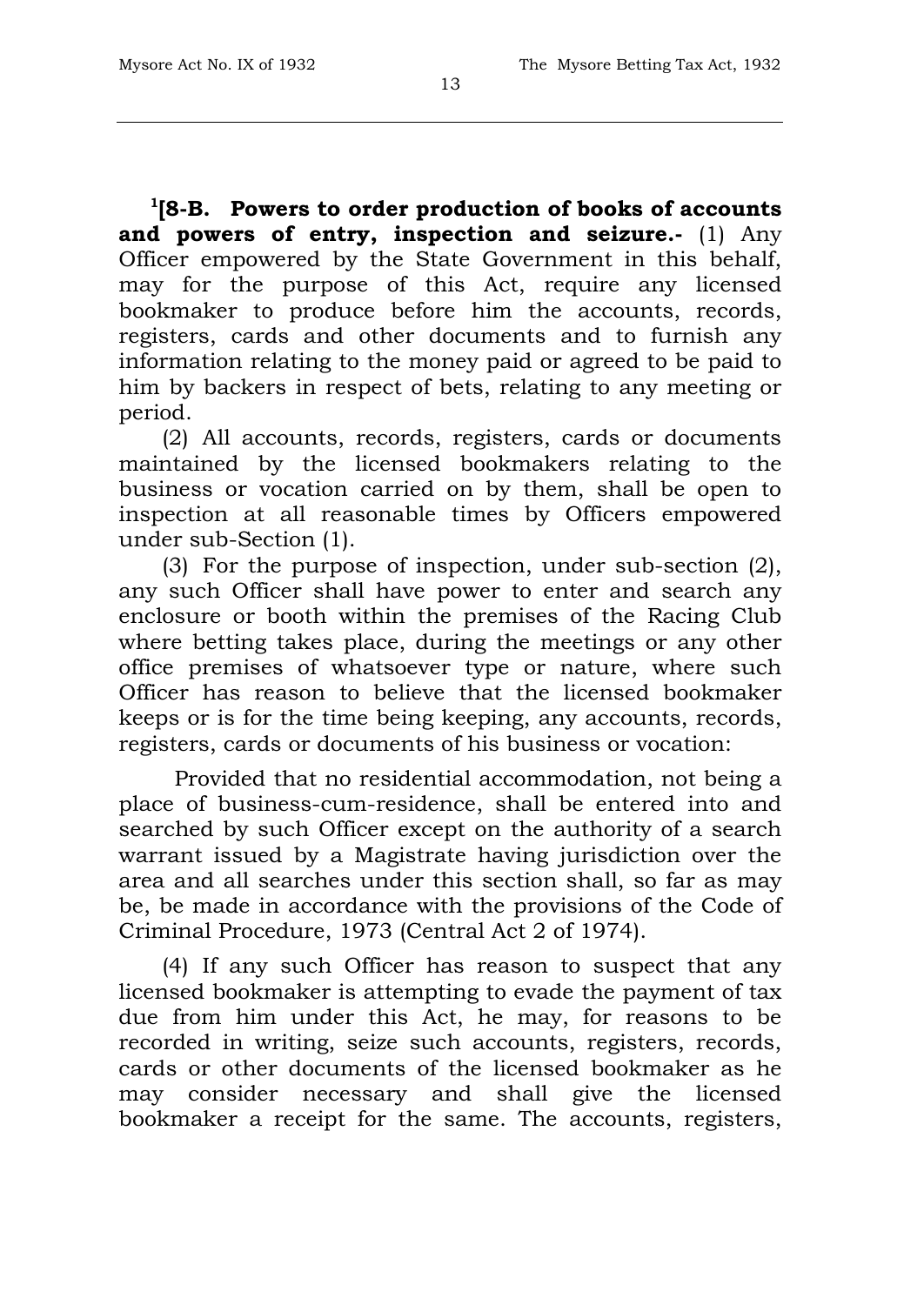[1][8-B. **Powers to order production of books of accounts and powers of entry, inspection and seizure.-** (1) Any Officer empowered by the State Government in this behalf, may for the purpose of this Act, require any licensed bookmaker to produce before him the accounts, records, registers, cards and other documents and to furnish any information relating to the money paid or agreed to be paid to him by backers in respect of bets, relating to any meeting or period.

(2) All accounts, records, registers, cards or documents maintained by the licensed bookmakers relating to the business or vocation carried on by them, shall be open to inspection at all reasonable times by Officers empowered under sub-Section (1).

(3) For the purpose of inspection, under sub-section (2), any such Officer shall have power to enter and search any enclosure or booth within the premises of the Racing Club where betting takes place, during the meetings or any other office premises of whatsoever type or nature, where such Officer has reason to believe that the licensed bookmaker keeps or is for the time being keeping, any accounts, records, registers, cards or documents of his business or vocation:

Provided that no residential accommodation, not being a place of business-cum-residence, shall be entered into and searched by such Officer except on the authority of a search warrant issued by a Magistrate having jurisdiction over the area and all searches under this section shall, so far as may be, be made in accordance with the provisions of the Code of Criminal Procedure, 1973 (Central Act 2 of 1974).

(4) If any such Officer has reason to suspect that any licensed bookmaker is attempting to evade the payment of tax due from him under this Act, he may, for reasons to be recorded in writing, seize such accounts, registers, records, cards or other documents of the licensed bookmaker as he may consider necessary and shall give the licensed bookmaker a receipt for the same. The accounts, registers,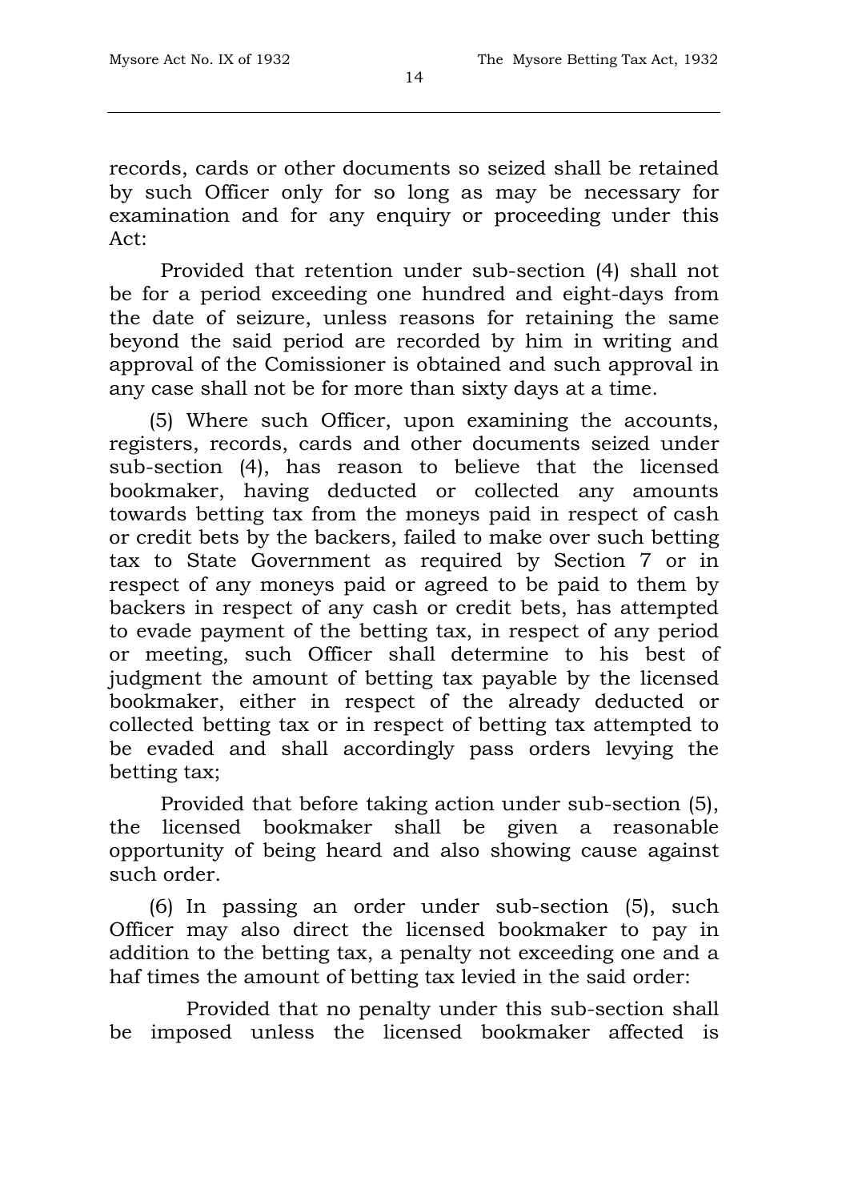records, cards or other documents so seized shall be retained by such Officer only for so long as may be necessary for examination and for any enquiry or proceeding under this Act:

Provided that retention under sub-section (4) shall not be for a period exceeding one hundred and eight-days from the date of seizure, unless reasons for retaining the same beyond the said period are recorded by him in writing and approval of the Comissioner is obtained and such approval in any case shall not be for more than sixty days at a time.

(5) Where such Officer, upon examining the accounts, registers, records, cards and other documents seized under sub-section (4), has reason to believe that the licensed bookmaker, having deducted or collected any amounts towards betting tax from the moneys paid in respect of cash or credit bets by the backers, failed to make over such betting tax to State Government as required by Section 7 or in respect of any moneys paid or agreed to be paid to them by backers in respect of any cash or credit bets, has attempted to evade payment of the betting tax, in respect of any period or meeting, such Officer shall determine to his best of judgment the amount of betting tax payable by the licensed bookmaker, either in respect of the already deducted or collected betting tax or in respect of betting tax attempted to be evaded and shall accordingly pass orders levying the betting tax;

Provided that before taking action under sub-section (5), the licensed bookmaker shall be given a reasonable opportunity of being heard and also showing cause against such order.

(6) In passing an order under sub-section (5), such Officer may also direct the licensed bookmaker to pay in addition to the betting tax, a penalty not exceeding one and a haf times the amount of betting tax levied in the said order:

Provided that no penalty under this sub-section shall be imposed unless the licensed bookmaker affected is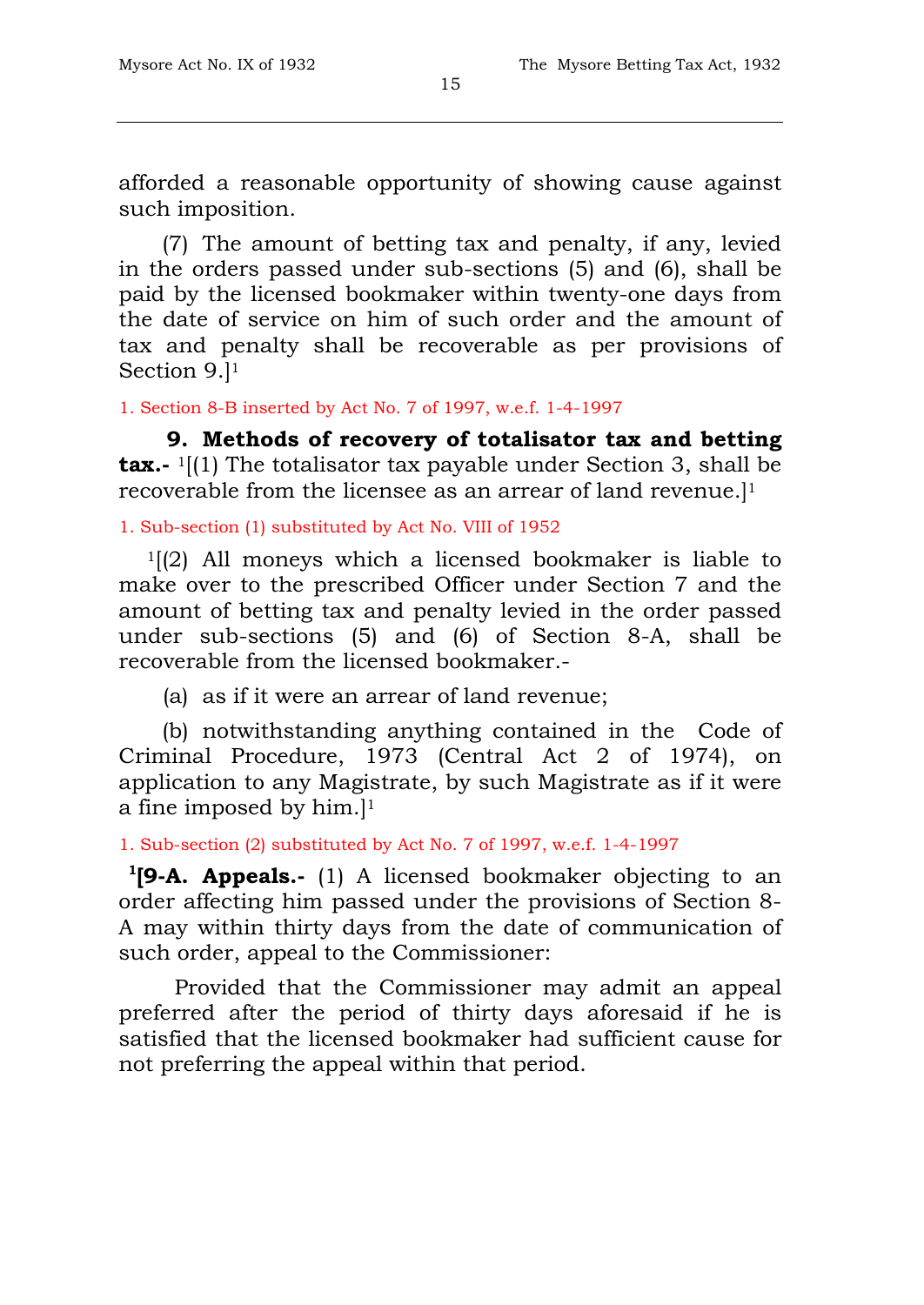afforded a reasonable opportunity of showing cause against such imposition.

(7) The amount of betting tax and penalty, if any, levied in the orders passed under sub-sections (5) and (6), shall be paid by the licensed bookmaker within twenty-one days from the date of service on him of such order and the amount of tax and penalty shall be recoverable as per provisions of Section 9.][1]

1. Section 8-B inserted by Act No. 7 of 1997, w.e.f. 1-4-1997

**9. Methods of recovery of totalisator tax and betting tax.-** [1][(1) The totalisator tax payable under Section 3, shall be recoverable from the licensee as an arrear of land revenue.][1]

1. Sub-section (1) substituted by Act No. VIII of 1952

[1][(2) All moneys which a licensed bookmaker is liable to make over to the prescribed Officer under Section 7 and the amount of betting tax and penalty levied in the order passed under sub-sections (5) and (6) of Section 8-A, shall be recoverable from the licensed bookmaker.-

(a) as if it were an arrear of land revenue;

(b) notwithstanding anything contained in the Code of Criminal Procedure, 1973 (Central Act 2 of 1974), on application to any Magistrate, by such Magistrate as if it were a fine imposed by him.][1]

1. Sub-section (2) substituted by Act No. 7 of 1997, w.e.f. 1-4-1997

[1]**[9-A. Appeals.-** (1) A licensed bookmaker objecting to an order affecting him passed under the provisions of Section 8-A may within thirty days from the date of communication of such order, appeal to the Commissioner:

Provided that the Commissioner may admit an appeal preferred after the period of thirty days aforesaid if he is satisfied that the licensed bookmaker had sufficient cause for not preferring the appeal within that period.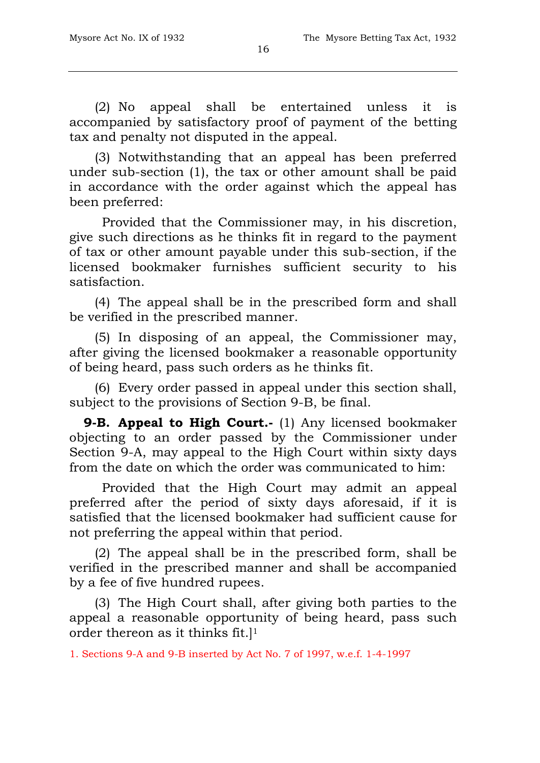(2) No appeal shall be entertained unless it is accompanied by satisfactory proof of payment of the betting tax and penalty not disputed in the appeal.

(3) Notwithstanding that an appeal has been preferred under sub-section (1), the tax or other amount shall be paid in accordance with the order against which the appeal has been preferred:

Provided that the Commissioner may, in his discretion, give such directions as he thinks fit in regard to the payment of tax or other amount payable under this sub-section, if the licensed bookmaker furnishes sufficient security to his satisfaction.

(4) The appeal shall be in the prescribed form and shall be verified in the prescribed manner.

(5) In disposing of an appeal, the Commissioner may, after giving the licensed bookmaker a reasonable opportunity of being heard, pass such orders as he thinks fit.

(6) Every order passed in appeal under this section shall, subject to the provisions of Section 9-B, be final.

**9-B. Appeal to High Court.-** (1) Any licensed bookmaker objecting to an order passed by the Commissioner under Section 9-A, may appeal to the High Court within sixty days from the date on which the order was communicated to him:

Provided that the High Court may admit an appeal preferred after the period of sixty days aforesaid, if it is satisfied that the licensed bookmaker had sufficient cause for not preferring the appeal within that period.

(2) The appeal shall be in the prescribed form, shall be verified in the prescribed manner and shall be accompanied by a fee of five hundred rupees.

(3) The High Court shall, after giving both parties to the appeal a reasonable opportunity of being heard, pass such order thereon as it thinks fit.][1]

1. Sections 9-A and 9-B inserted by Act No. 7 of 1997, w.e.f. 1-4-1997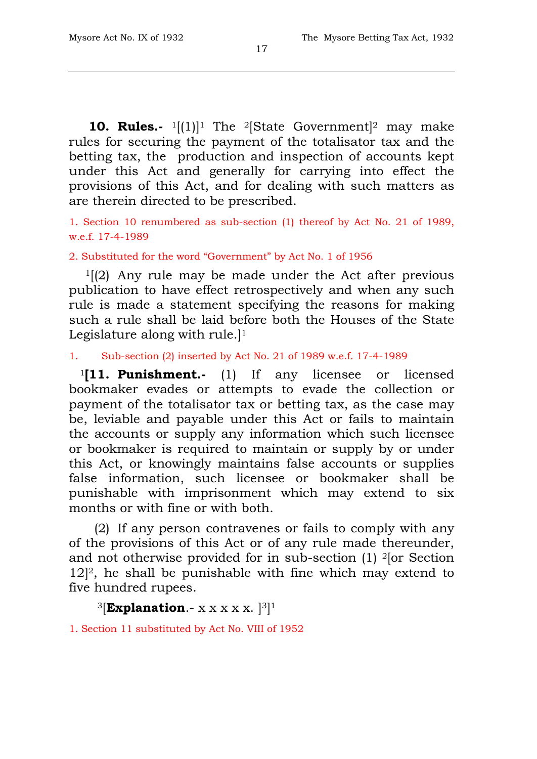**10. Rules.-** [1][(1)][1] The [2][State Government][2] may make rules for securing the payment of the totalisator tax and the betting tax, the production and inspection of accounts kept under this Act and generally for carrying into effect the provisions of this Act, and for dealing with such matters as are therein directed to be prescribed.

1. Section 10 renumbered as sub-section (1) thereof by Act No. 21 of 1989, w.e.f. 17-4-1989

2. Substituted for the word "Government" by Act No. 1 of 1956

[1][(2) Any rule may be made under the Act after previous publication to have effect retrospectively and when any such rule is made a statement specifying the reasons for making such a rule shall be laid before both the Houses of the State Legislature along with rule.][1]

1. Sub-section (2) inserted by Act No. 21 of 1989 w.e.f. 17-4-1989

[1]**[11. Punishment.-** (1) If any licensee or licensed bookmaker evades or attempts to evade the collection or payment of the totalisator tax or betting tax, as the case may be, leviable and payable under this Act or fails to maintain the accounts or supply any information which such licensee or bookmaker is required to maintain or supply by or under this Act, or knowingly maintains false accounts or supplies false information, such licensee or bookmaker shall be punishable with imprisonment which may extend to six months or with fine or with both.

(2) If any person contravenes or fails to comply with any of the provisions of this Act or of any rule made thereunder, and not otherwise provided for in sub-section (1) [2][or Section 12][2], he shall be punishable with fine which may extend to five hundred rupees.

[3][**Explanation**.- x x x x x. ][3]][1]

1. Section 11 substituted by Act No. VIII of 1952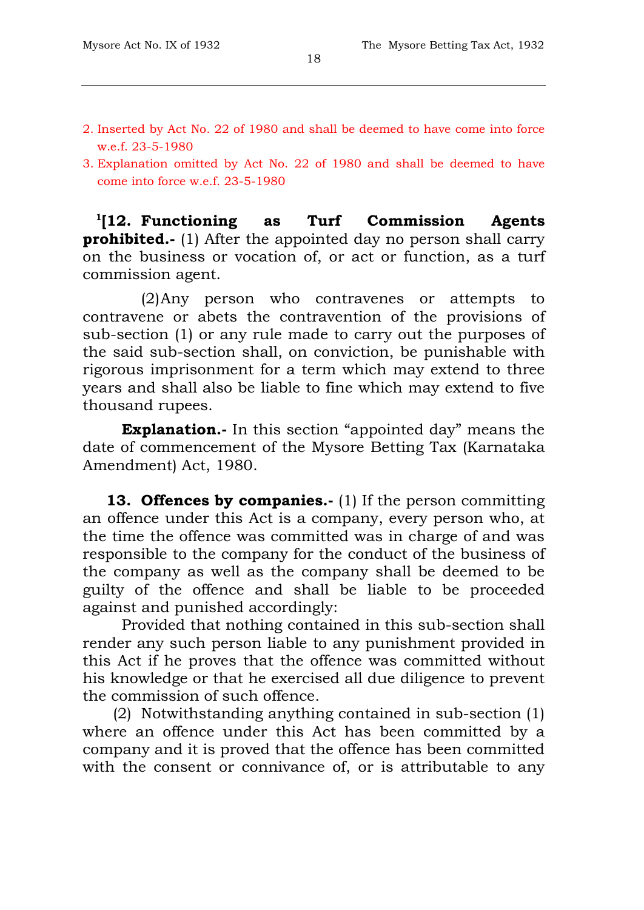2. Inserted by Act No. 22 of 1980 and shall be deemed to have come into force w.e.f. 23-5-1980
3. Explanation omitted by Act No. 22 of 1980 and shall be deemed to have come into force w.e.f. 23-5-1980

[1][**12. Functioning as Turf Commission Agents prohibited.-** (1) After the appointed day no person shall carry on the business or vocation of, or act or function, as a turf commission agent.

(2) Any person who contravenes or attempts to contravene or abets the contravention of the provisions of sub-section (1) or any rule made to carry out the purposes of the said sub-section shall, on conviction, be punishable with rigorous imprisonment for a term which may extend to three years and shall also be liable to fine which may extend to five thousand rupees.

**Explanation.-** In this section "appointed day" means the date of commencement of the Mysore Betting Tax (Karnataka Amendment) Act, 1980.

**13. Offences by companies.-** (1) If the person committing an offence under this Act is a company, every person who, at the time the offence was committed was in charge of and was responsible to the company for the conduct of the business of the company as well as the company shall be deemed to be guilty of the offence and shall be liable to be proceeded against and punished accordingly:

Provided that nothing contained in this sub-section shall render any such person liable to any punishment provided in this Act if he proves that the offence was committed without his knowledge or that he exercised all due diligence to prevent the commission of such offence.

(2) Notwithstanding anything contained in sub-section (1) where an offence under this Act has been committed by a company and it is proved that the offence has been committed with the consent or connivance of, or is attributable to any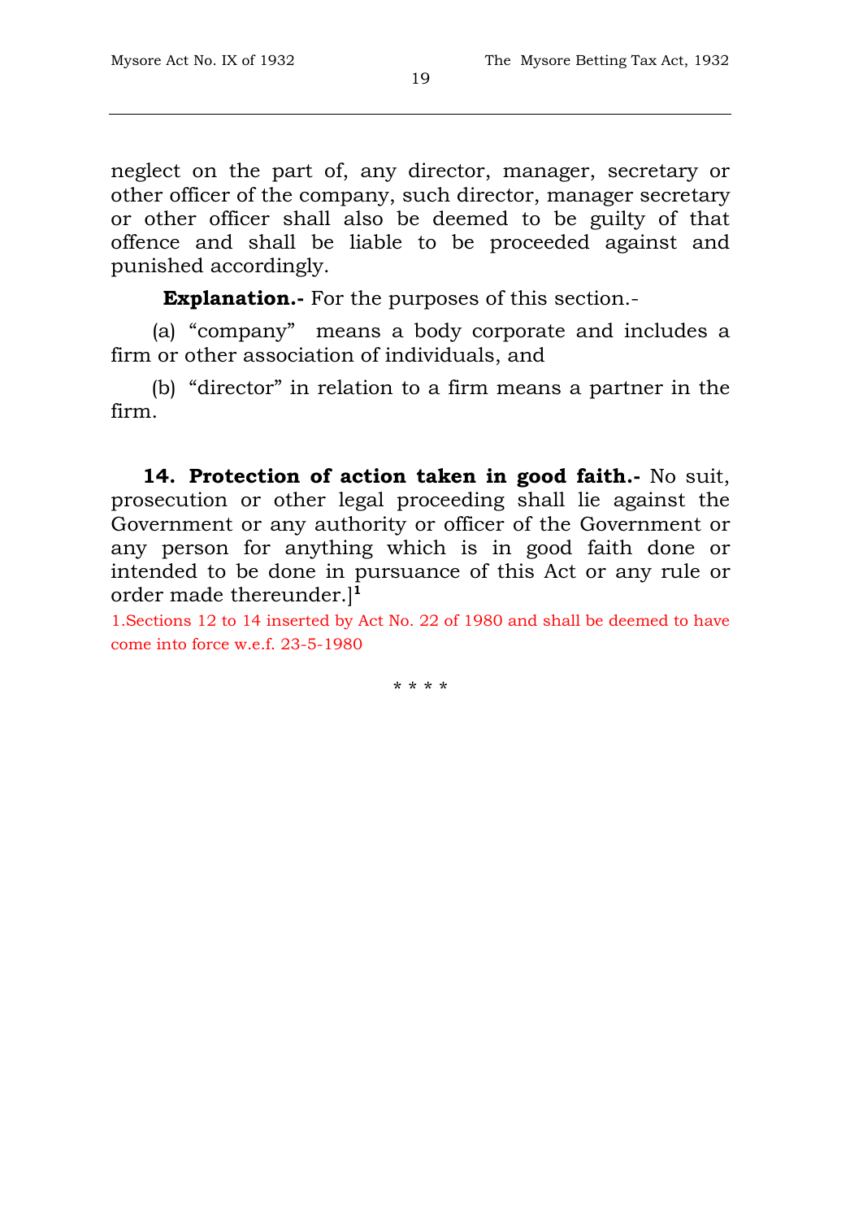neglect on the part of, any director, manager, secretary or other officer of the company, such director, manager secretary or other officer shall also be deemed to be guilty of that offence and shall be liable to be proceeded against and punished accordingly.

**Explanation.-** For the purposes of this section.-

(a) "company" means a body corporate and includes a firm or other association of individuals, and

(b) "director" in relation to a firm means a partner in the firm.

**14. Protection of action taken in good faith.-** No suit, prosecution or other legal proceeding shall lie against the Government or any authority or officer of the Government or any person for anything which is in good faith done or intended to be done in pursuance of this Act or any rule or order made thereunder.][1]

1.Sections 12 to 14 inserted by Act No. 22 of 1980 and shall be deemed to have come into force w.e.f. 23-5-1980

* * * *